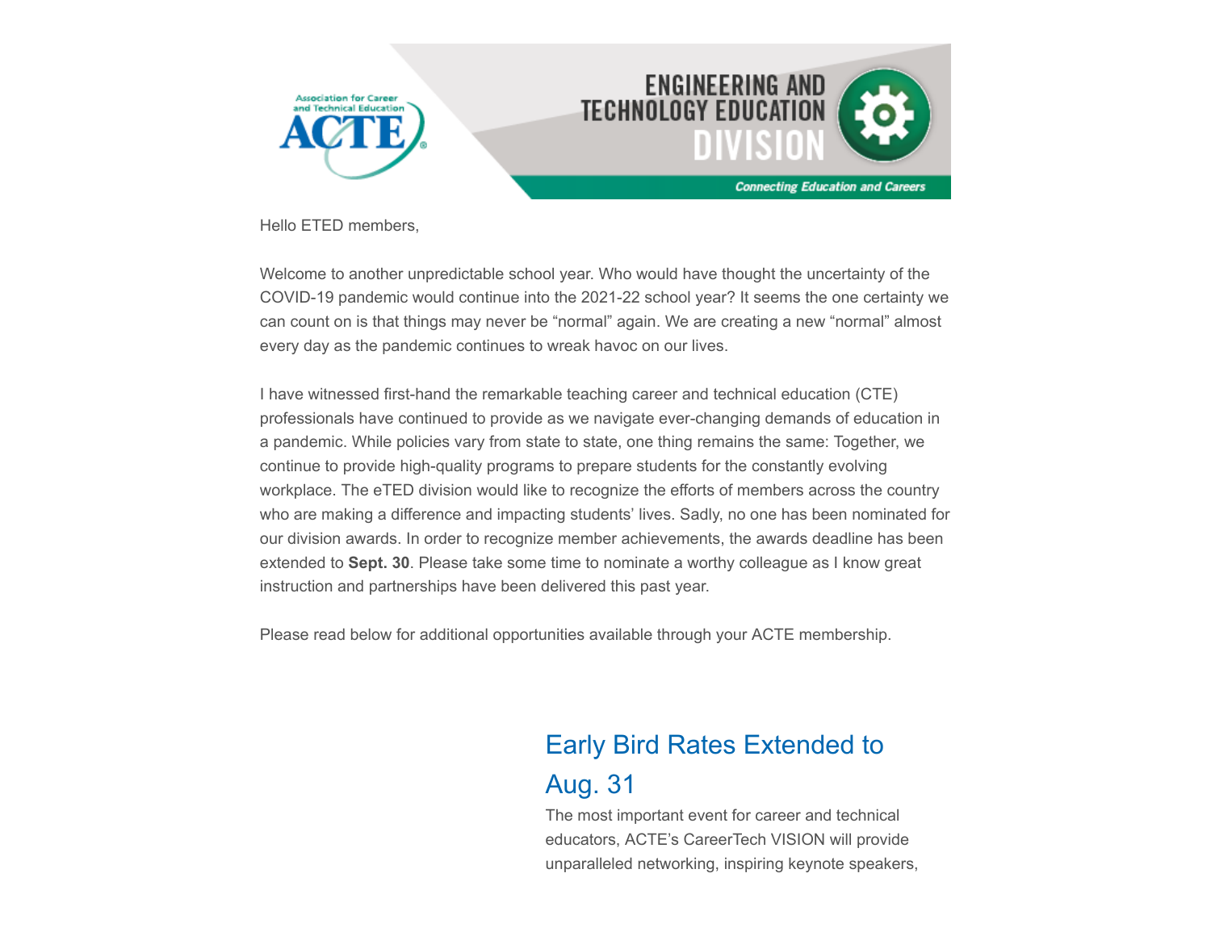Hello ETED members,

Welcome to another unpredictable school year. Who would have thought the uncertainty of the COVID-19 pandemic would continue into the 2021-22 school year? It seems the one certainty we can count on is that things may never be “normal” again. We are creating a new “normal” almost every day as the pandemic continues to wreak havoc on our lives.

I have witnessed first-hand the remarkable teaching career and technical education (CTE) professionals have continued to provide as we navigate ever-changing demands of education in a pandemic. While policies vary from state to state, one thing remains the same: Together, we continue to provide high-quality programs to prepare students for the constantly evolving workplace. The eTED division would like to recognize the efforts of members across the country who are making a difference and impacting students’ lives. Sadly, no one has been nominated for our division awards. In order to recognize member achievements, the awards deadline has been extended to **Sept. 30**. Please take some time to nominate a worthy colleague as I know great instruction and partnerships have been delivered this past year.

Please read below for additional opportunities available through your ACTE membership.

## Early Bird Rates Extended to Aug. 31

The most important event for career and technical educators, ACTE’s CareerTech VISION will provide unparalleled networking, inspiring keynote speakers,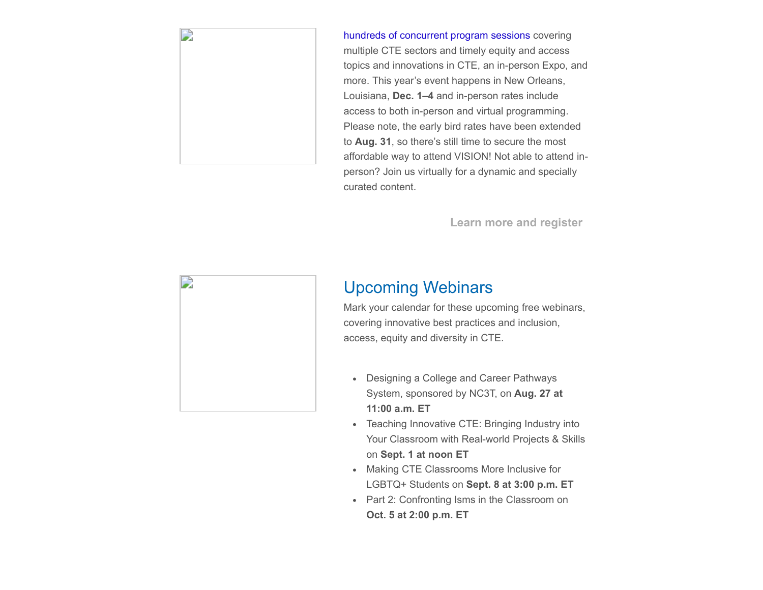hundreds of concurrent program sessions covering multiple CTE sectors and timely equity and access topics and innovations in CTE, an in-person Expo, and more. This year's event happens in New Orleans, Louisiana, **Dec. 1–4** and in-person rates include access to both in-person and virtual programming. Please note, the early bird rates have been extended to **Aug. 31**, so there's still time to secure the most affordable way to attend VISION! Not able to attend in-person? Join us virtually for a dynamic and specially curated content.

**Learn more and register**

## Upcoming Webinars

Mark your calendar for these upcoming free webinars, covering innovative best practices and inclusion, access, equity and diversity in CTE.

- Designing a College and Career Pathways System, sponsored by NC3T, on **Aug. 27 at 11:00 a.m. ET**
- Teaching Innovative CTE: Bringing Industry into Your Classroom with Real-world Projects & Skills on **Sept. 1 at noon ET**
- Making CTE Classrooms More Inclusive for LGBTQ+ Students on **Sept. 8 at 3:00 p.m. ET**
- Part 2: Confronting Isms in the Classroom on **Oct. 5 at 2:00 p.m. ET**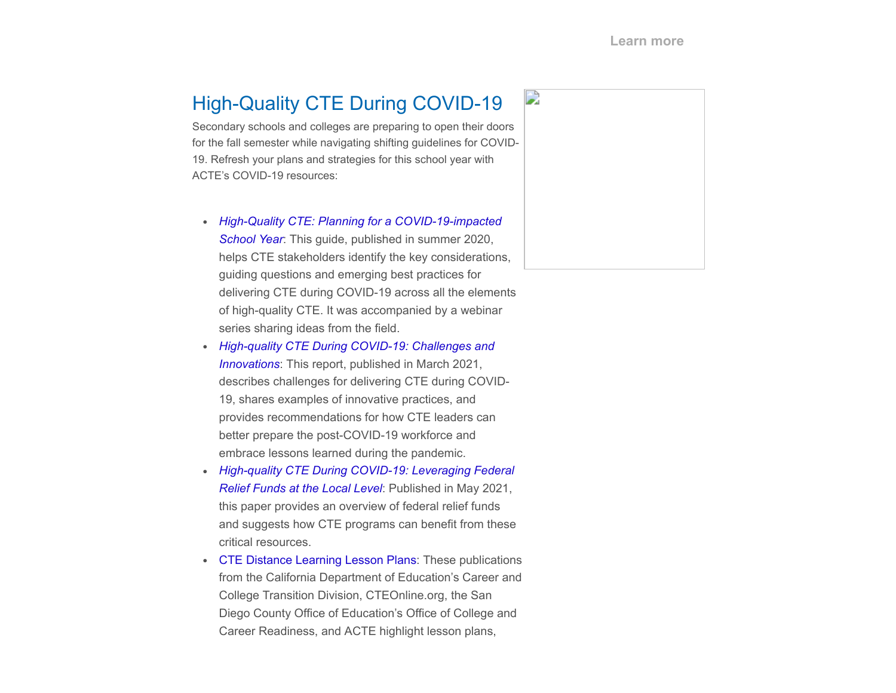Learn more

## High-Quality CTE During COVID-19

Secondary schools and colleges are preparing to open their doors for the fall semester while navigating shifting guidelines for COVID-19. Refresh your plans and strategies for this school year with ACTE's COVID-19 resources:

- *High-Quality CTE: Planning for a COVID-19-impacted School Year*: This guide, published in summer 2020, helps CTE stakeholders identify the key considerations, guiding questions and emerging best practices for delivering CTE during COVID-19 across all the elements of high-quality CTE. It was accompanied by a webinar series sharing ideas from the field.
- *High-quality CTE During COVID-19: Challenges and Innovations*: This report, published in March 2021, describes challenges for delivering CTE during COVID-19, shares examples of innovative practices, and provides recommendations for how CTE leaders can better prepare the post-COVID-19 workforce and embrace lessons learned during the pandemic.
- *High-quality CTE During COVID-19: Leveraging Federal Relief Funds at the Local Level*: Published in May 2021, this paper provides an overview of federal relief funds and suggests how CTE programs can benefit from these critical resources.
- CTE Distance Learning Lesson Plans: These publications from the California Department of Education's Career and College Transition Division, CTEOnline.org, the San Diego County Office of Education's Office of College and Career Readiness, and ACTE highlight lesson plans,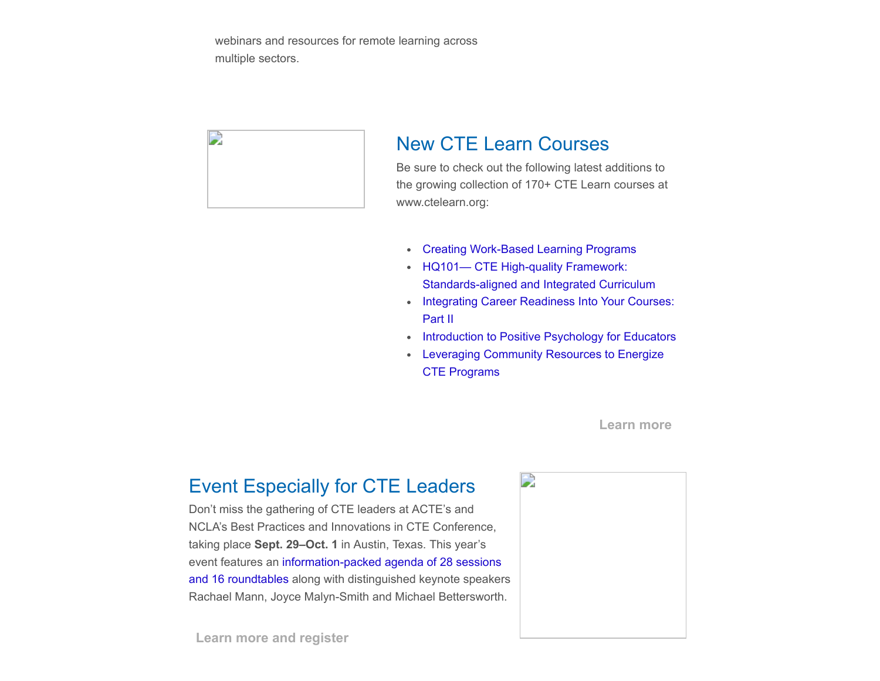webinars and resources for remote learning across multiple sectors.

## New CTE Learn Courses

Be sure to check out the following latest additions to the growing collection of 170+ CTE Learn courses at www.ctelearn.org:

- Creating Work-Based Learning Programs
- HQ101— CTE High-quality Framework: Standards-aligned and Integrated Curriculum
- Integrating Career Readiness Into Your Courses: Part II
- Introduction to Positive Psychology for Educators
- Leveraging Community Resources to Energize CTE Programs

**Learn more**

## Event Especially for CTE Leaders

Don't miss the gathering of CTE leaders at ACTE's and NCLA's Best Practices and Innovations in CTE Conference, taking place **Sept. 29–Oct. 1** in Austin, Texas. This year's event features an information-packed agenda of 28 sessions and 16 roundtables along with distinguished keynote speakers Rachael Mann, Joyce Malyn-Smith and Michael Bettersworth.

**Learn more and register**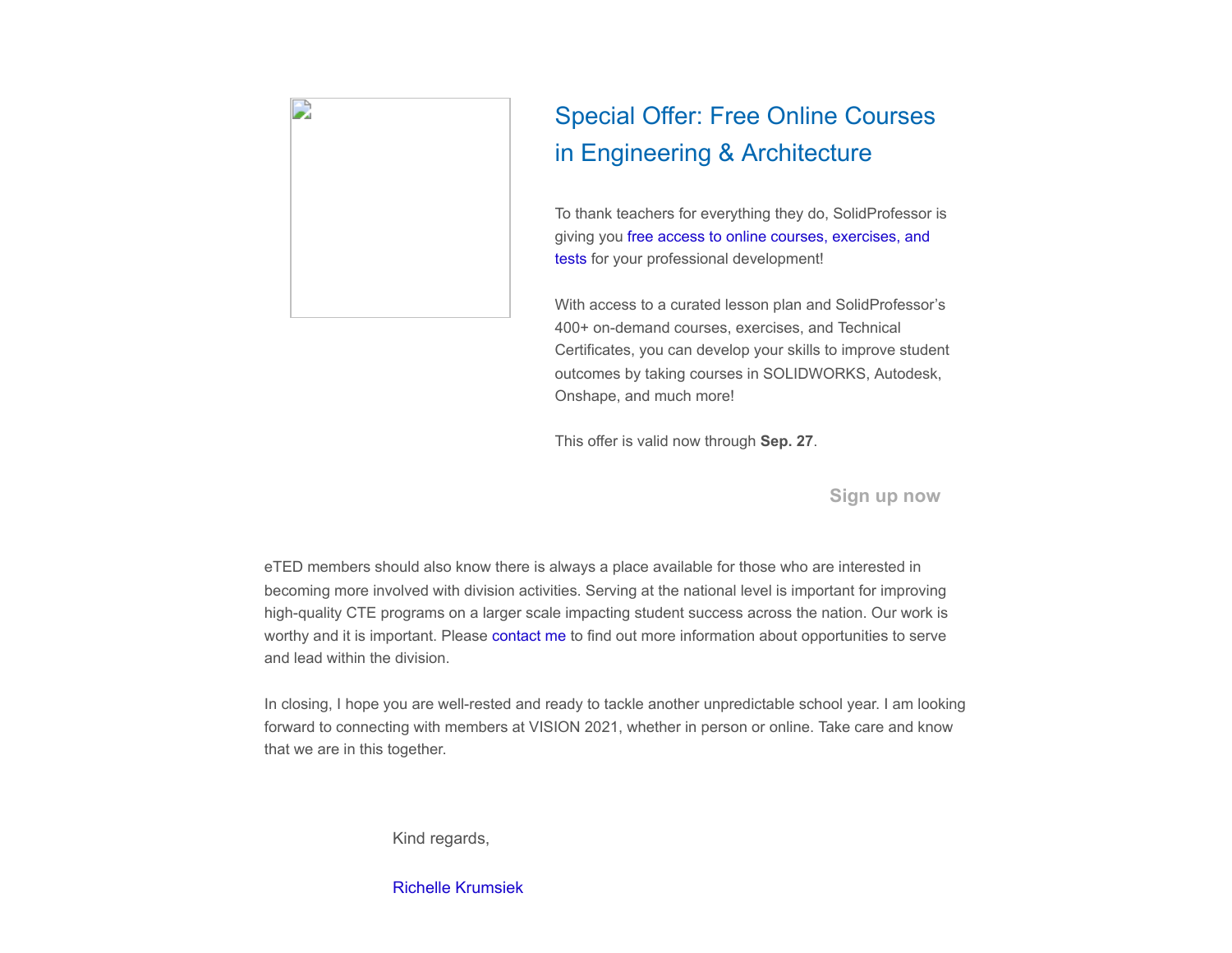## Special Offer: Free Online Courses in Engineering & Architecture

To thank teachers for everything they do, SolidProfessor is giving you free access to online courses, exercises, and tests for your professional development!

With access to a curated lesson plan and SolidProfessor's 400+ on-demand courses, exercises, and Technical Certificates, you can develop your skills to improve student outcomes by taking courses in SOLIDWORKS, Autodesk, Onshape, and much more!

This offer is valid now through **Sep. 27**.

**Sign up now**

eTED members should also know there is always a place available for those who are interested in becoming more involved with division activities. Serving at the national level is important for improving high-quality CTE programs on a larger scale impacting student success across the nation. Our work is worthy and it is important. Please contact me to find out more information about opportunities to serve and lead within the division.

In closing, I hope you are well-rested and ready to tackle another unpredictable school year. I am looking forward to connecting with members at VISION 2021, whether in person or online. Take care and know that we are in this together.

Kind regards,

Richelle Krumsiek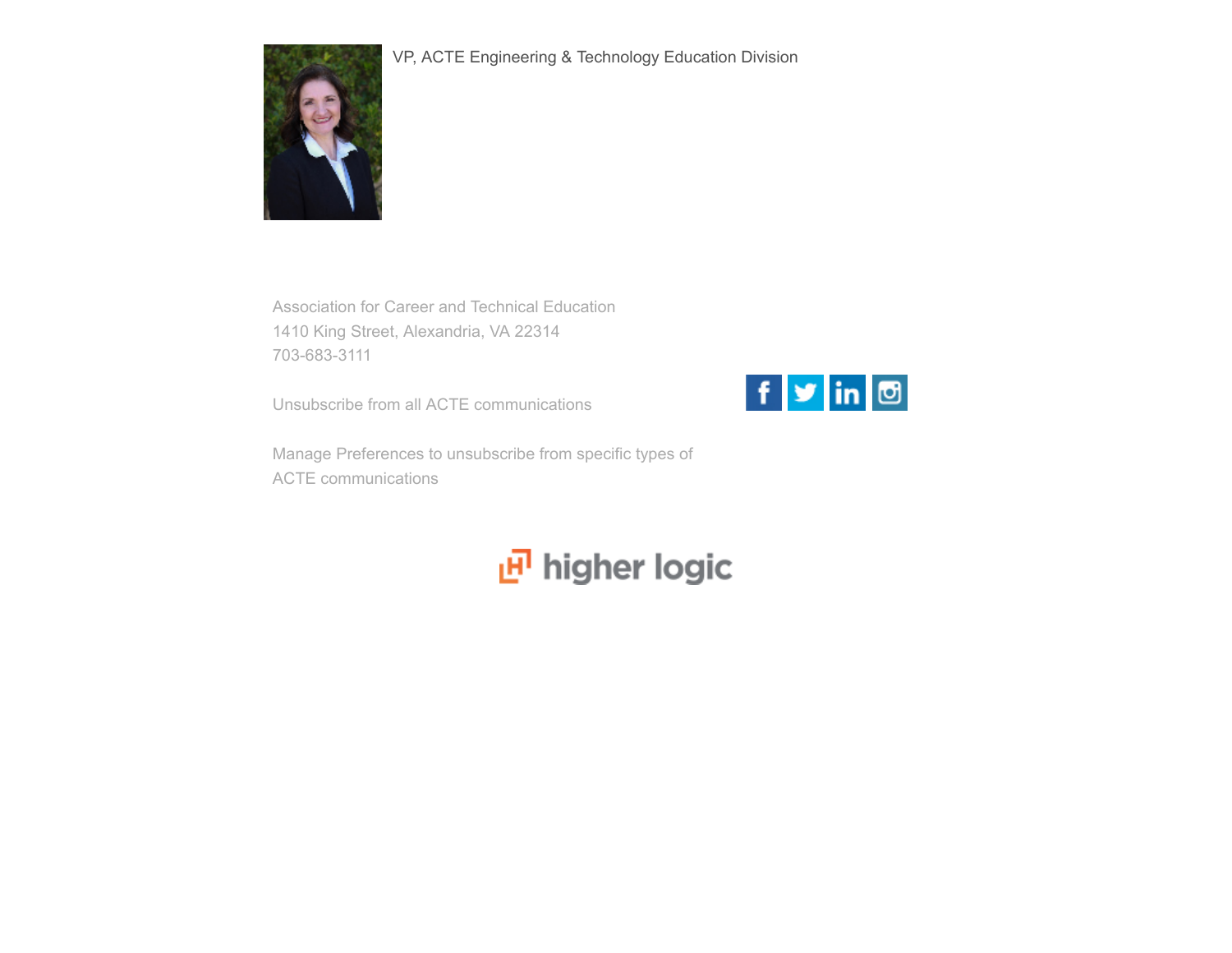VP, ACTE Engineering & Technology Education Division

Association for Career and Technical Education
1410 King Street, Alexandria, VA 22314
703-683-3111

Unsubscribe from all ACTE communications

Manage Preferences to unsubscribe from specific types of ACTE communications